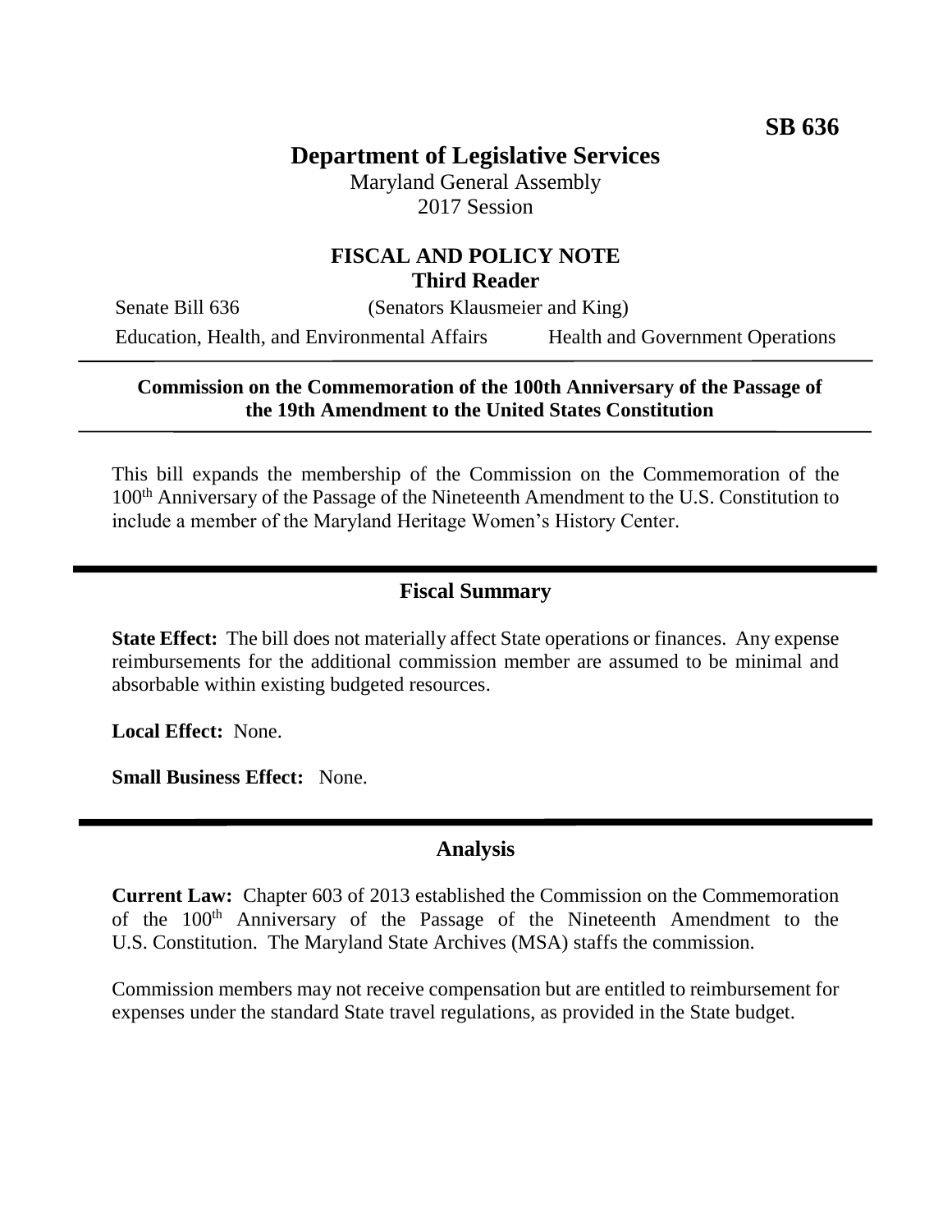**SB 636**

# Department of Legislative Services

Maryland General Assembly
2017 Session

## FISCAL AND POLICY NOTE
**Third Reader**

Senate Bill 636 (Senators Klausmeier and King)

Education, Health, and Environmental Affairs    Health and Government Operations

---

**Commission on the Commemoration of the 100th Anniversary of the Passage of the 19th Amendment to the United States Constitution**

---

This bill expands the membership of the Commission on the Commemoration of the 100th Anniversary of the Passage of the Nineteenth Amendment to the U.S. Constitution to include a member of the Maryland Heritage Women's History Center.

## Fiscal Summary

**State Effect:** The bill does not materially affect State operations or finances. Any expense reimbursements for the additional commission member are assumed to be minimal and absorbable within existing budgeted resources.

**Local Effect:** None.

**Small Business Effect:** None.

## Analysis

**Current Law:** Chapter 603 of 2013 established the Commission on the Commemoration of the 100th Anniversary of the Passage of the Nineteenth Amendment to the U.S. Constitution. The Maryland State Archives (MSA) staffs the commission.

Commission members may not receive compensation but are entitled to reimbursement for expenses under the standard State travel regulations, as provided in the State budget.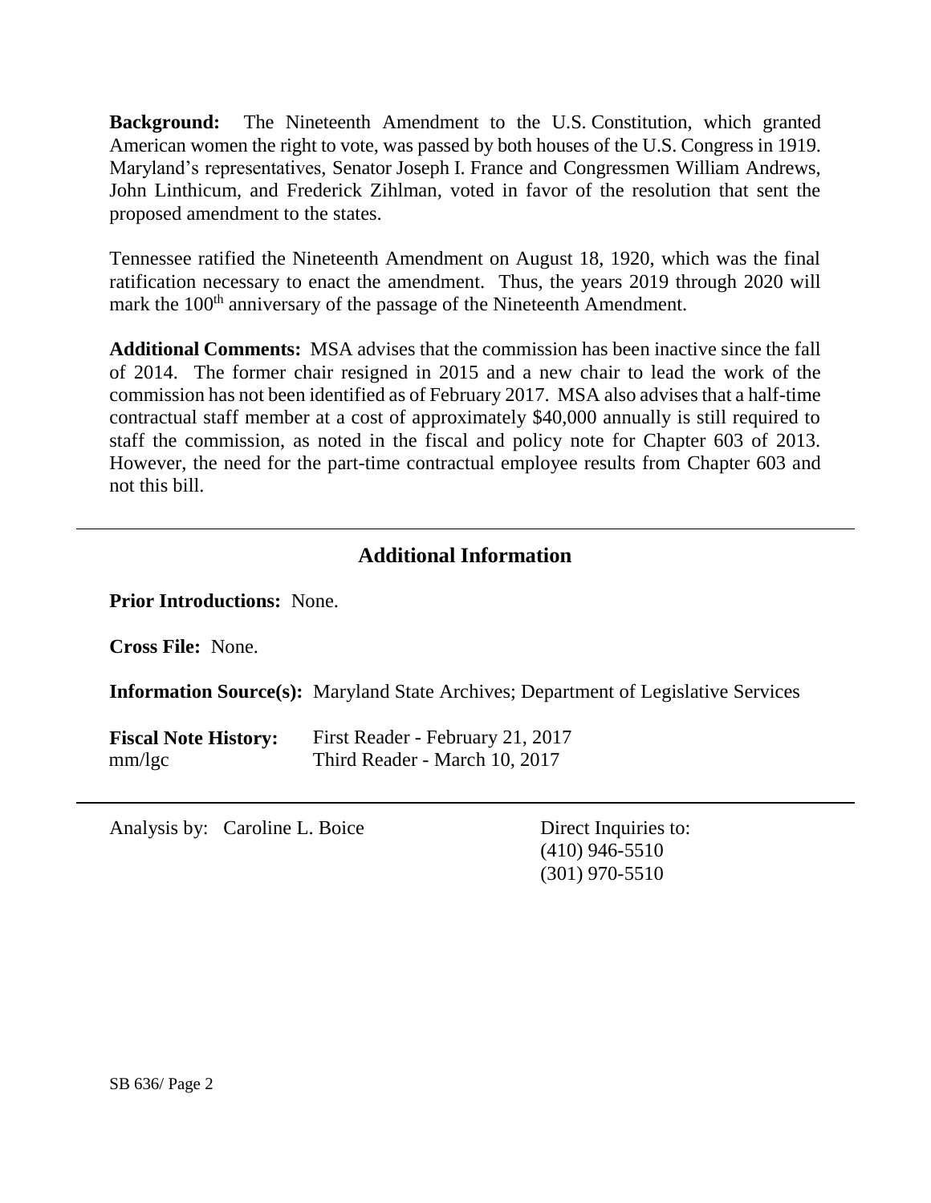**Background:** The Nineteenth Amendment to the U.S. Constitution, which granted American women the right to vote, was passed by both houses of the U.S. Congress in 1919. Maryland's representatives, Senator Joseph I. France and Congressmen William Andrews, John Linthicum, and Frederick Zihlman, voted in favor of the resolution that sent the proposed amendment to the states.

Tennessee ratified the Nineteenth Amendment on August 18, 1920, which was the final ratification necessary to enact the amendment. Thus, the years 2019 through 2020 will mark the 100th anniversary of the passage of the Nineteenth Amendment.

**Additional Comments:** MSA advises that the commission has been inactive since the fall of 2014. The former chair resigned in 2015 and a new chair to lead the work of the commission has not been identified as of February 2017. MSA also advises that a half-time contractual staff member at a cost of approximately $40,000 annually is still required to staff the commission, as noted in the fiscal and policy note for Chapter 603 of 2013. However, the need for the part-time contractual employee results from Chapter 603 and not this bill.

---

## Additional Information

**Prior Introductions:** None.

**Cross File:** None.

**Information Source(s):** Maryland State Archives; Department of Legislative Services

**Fiscal Note History:** First Reader - February 21, 2017
mm/lgc Third Reader - March 10, 2017

---

Analysis by: Caroline L. Boice

Direct Inquiries to:
(410) 946-5510
(301) 970-5510